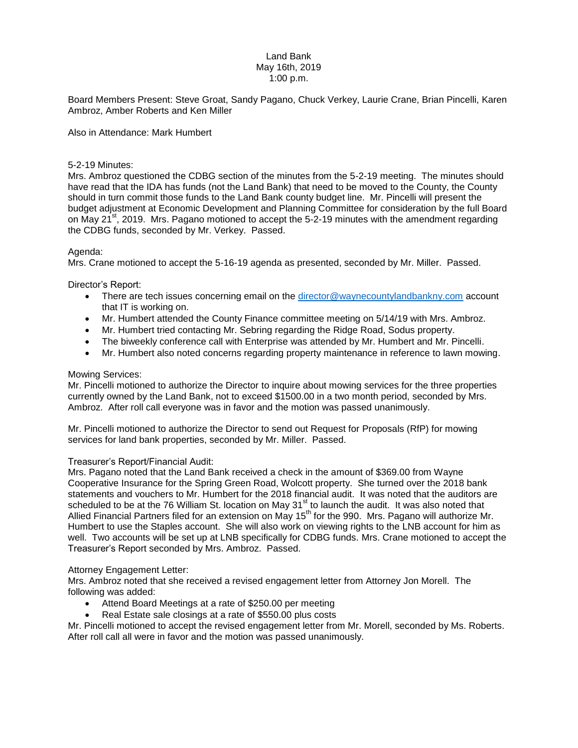Land Bank
May 16th, 2019
1:00 p.m.

Board Members Present: Steve Groat, Sandy Pagano, Chuck Verkey, Laurie Crane, Brian Pincelli, Karen Ambroz, Amber Roberts and Ken Miller

Also in Attendance: Mark Humbert

5-2-19 Minutes:
Mrs. Ambroz questioned the CDBG section of the minutes from the 5-2-19 meeting. The minutes should have read that the IDA has funds (not the Land Bank) that need to be moved to the County, the County should in turn commit those funds to the Land Bank county budget line. Mr. Pincelli will present the budget adjustment at Economic Development and Planning Committee for consideration by the full Board on May 21st, 2019. Mrs. Pagano motioned to accept the 5-2-19 minutes with the amendment regarding the CDBG funds, seconded by Mr. Verkey. Passed.

Agenda:
Mrs. Crane motioned to accept the 5-16-19 agenda as presented, seconded by Mr. Miller. Passed.

Director's Report:

- There are tech issues concerning email on the director@waynecountylandbankny.com account that IT is working on.
- Mr. Humbert attended the County Finance committee meeting on 5/14/19 with Mrs. Ambroz.
- Mr. Humbert tried contacting Mr. Sebring regarding the Ridge Road, Sodus property.
- The biweekly conference call with Enterprise was attended by Mr. Humbert and Mr. Pincelli.
- Mr. Humbert also noted concerns regarding property maintenance in reference to lawn mowing.

Mowing Services:
Mr. Pincelli motioned to authorize the Director to inquire about mowing services for the three properties currently owned by the Land Bank, not to exceed $1500.00 in a two month period, seconded by Mrs. Ambroz. After roll call everyone was in favor and the motion was passed unanimously.

Mr. Pincelli motioned to authorize the Director to send out Request for Proposals (RfP) for mowing services for land bank properties, seconded by Mr. Miller. Passed.

Treasurer's Report/Financial Audit:
Mrs. Pagano noted that the Land Bank received a check in the amount of $369.00 from Wayne Cooperative Insurance for the Spring Green Road, Wolcott property. She turned over the 2018 bank statements and vouchers to Mr. Humbert for the 2018 financial audit. It was noted that the auditors are scheduled to be at the 76 William St. location on May 31st to launch the audit. It was also noted that Allied Financial Partners filed for an extension on May 15th for the 990. Mrs. Pagano will authorize Mr. Humbert to use the Staples account. She will also work on viewing rights to the LNB account for him as well. Two accounts will be set up at LNB specifically for CDBG funds. Mrs. Crane motioned to accept the Treasurer's Report seconded by Mrs. Ambroz. Passed.

Attorney Engagement Letter:
Mrs. Ambroz noted that she received a revised engagement letter from Attorney Jon Morell. The following was added:

- Attend Board Meetings at a rate of $250.00 per meeting
- Real Estate sale closings at a rate of $550.00 plus costs

Mr. Pincelli motioned to accept the revised engagement letter from Mr. Morell, seconded by Ms. Roberts. After roll call all were in favor and the motion was passed unanimously.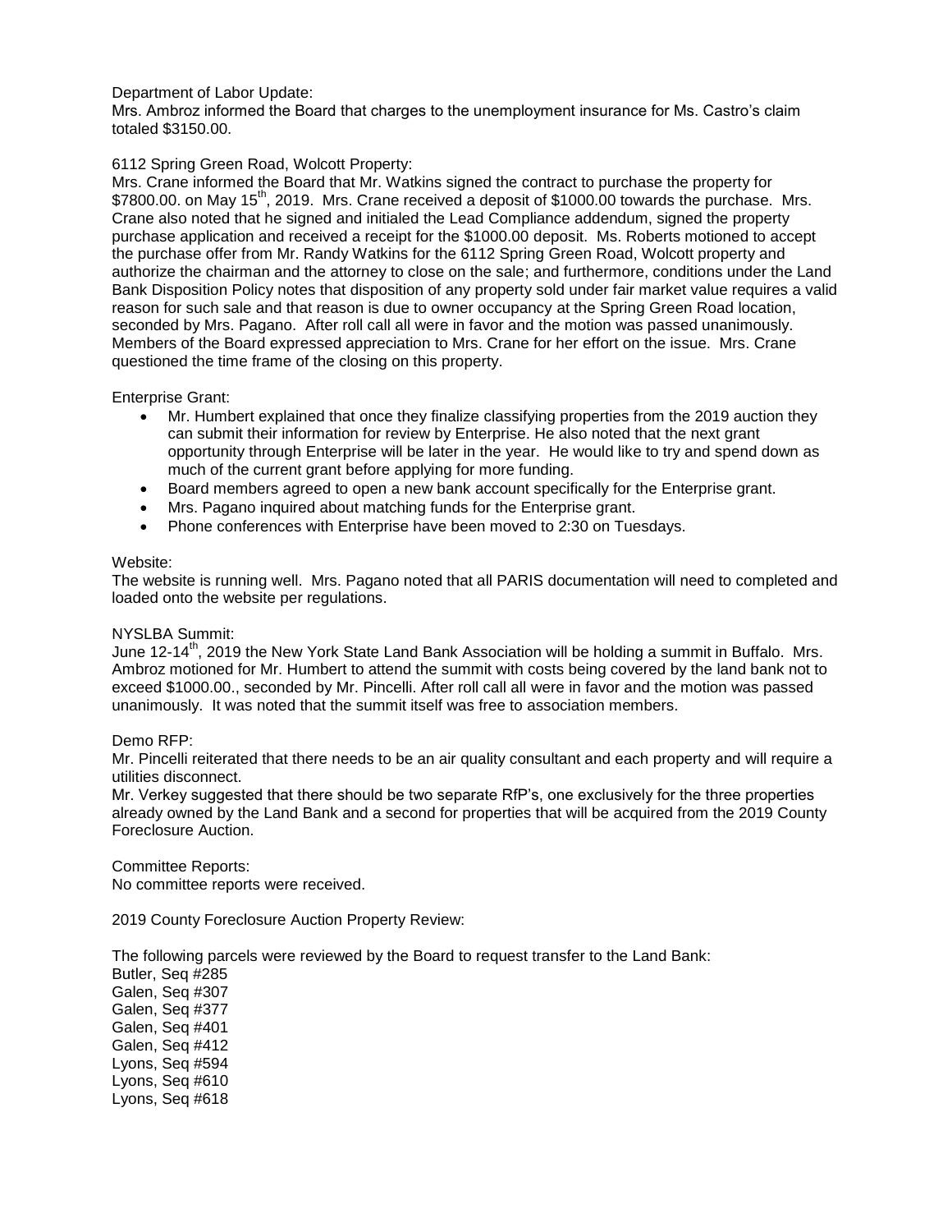Department of Labor Update:
Mrs. Ambroz informed the Board that charges to the unemployment insurance for Ms. Castro's claim totaled $3150.00.

6112 Spring Green Road, Wolcott Property:
Mrs. Crane informed the Board that Mr. Watkins signed the contract to purchase the property for $7800.00. on May 15th, 2019. Mrs. Crane received a deposit of $1000.00 towards the purchase. Mrs. Crane also noted that he signed and initialed the Lead Compliance addendum, signed the property purchase application and received a receipt for the $1000.00 deposit. Ms. Roberts motioned to accept the purchase offer from Mr. Randy Watkins for the 6112 Spring Green Road, Wolcott property and authorize the chairman and the attorney to close on the sale; and furthermore, conditions under the Land Bank Disposition Policy notes that disposition of any property sold under fair market value requires a valid reason for such sale and that reason is due to owner occupancy at the Spring Green Road location, seconded by Mrs. Pagano. After roll call all were in favor and the motion was passed unanimously. Members of the Board expressed appreciation to Mrs. Crane for her effort on the issue. Mrs. Crane questioned the time frame of the closing on this property.

Enterprise Grant:

- Mr. Humbert explained that once they finalize classifying properties from the 2019 auction they can submit their information for review by Enterprise. He also noted that the next grant opportunity through Enterprise will be later in the year. He would like to try and spend down as much of the current grant before applying for more funding.
- Board members agreed to open a new bank account specifically for the Enterprise grant.
- Mrs. Pagano inquired about matching funds for the Enterprise grant.
- Phone conferences with Enterprise have been moved to 2:30 on Tuesdays.

Website:
The website is running well. Mrs. Pagano noted that all PARIS documentation will need to completed and loaded onto the website per regulations.

NYSLBA Summit:
June 12-14th, 2019 the New York State Land Bank Association will be holding a summit in Buffalo. Mrs. Ambroz motioned for Mr. Humbert to attend the summit with costs being covered by the land bank not to exceed $1000.00., seconded by Mr. Pincelli. After roll call all were in favor and the motion was passed unanimously. It was noted that the summit itself was free to association members.

Demo RFP:
Mr. Pincelli reiterated that there needs to be an air quality consultant and each property and will require a utilities disconnect.
Mr. Verkey suggested that there should be two separate RfP's, one exclusively for the three properties already owned by the Land Bank and a second for properties that will be acquired from the 2019 County Foreclosure Auction.

Committee Reports:
No committee reports were received.

2019 County Foreclosure Auction Property Review:

The following parcels were reviewed by the Board to request transfer to the Land Bank:
Butler, Seq #285
Galen, Seq #307
Galen, Seq #377
Galen, Seq #401
Galen, Seq #412
Lyons, Seq #594
Lyons, Seq #610
Lyons, Seq #618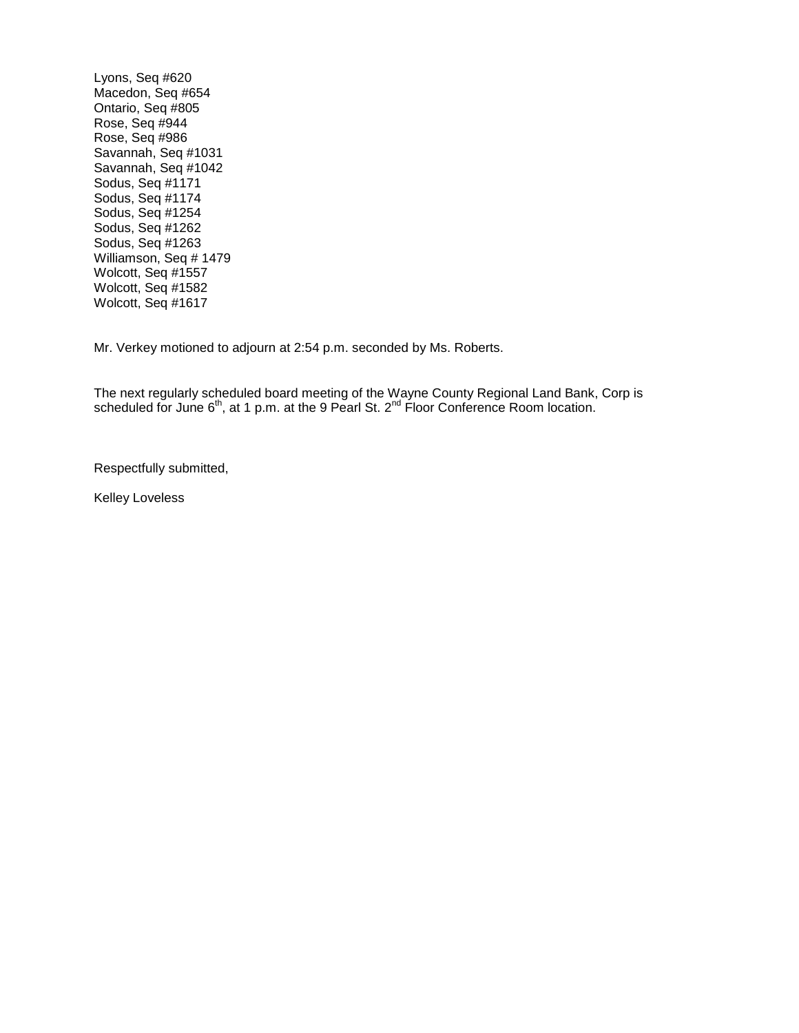Lyons, Seq #620
Macedon, Seq #654
Ontario, Seq #805
Rose, Seq #944
Rose, Seq #986
Savannah, Seq #1031
Savannah, Seq #1042
Sodus, Seq #1171
Sodus, Seq #1174
Sodus, Seq #1254
Sodus, Seq #1262
Sodus, Seq #1263
Williamson, Seq # 1479
Wolcott, Seq #1557
Wolcott, Seq #1582
Wolcott, Seq #1617

Mr. Verkey motioned to adjourn at 2:54 p.m. seconded by Ms. Roberts.

The next regularly scheduled board meeting of the Wayne County Regional Land Bank, Corp is scheduled for June 6th, at 1 p.m. at the 9 Pearl St. 2nd Floor Conference Room location.

Respectfully submitted,

Kelley Loveless